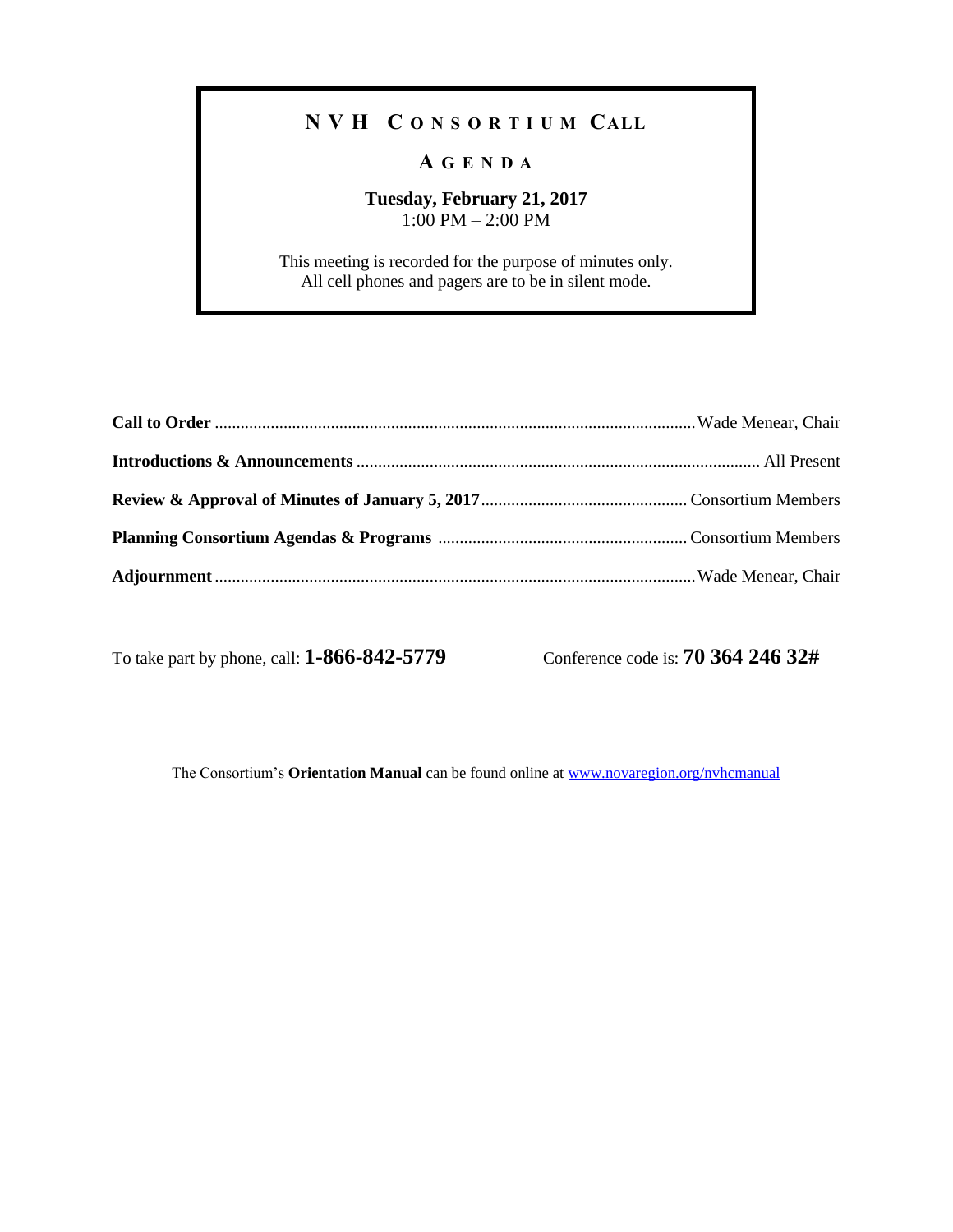# NVH CONSORTIUM CALL

## AGENDA

**Tuesday, February 21, 2017**
1:00 PM – 2:00 PM

This meeting is recorded for the purpose of minutes only.
All cell phones and pagers are to be in silent mode.

**Call to Order** ............................................................ Wade Menear, Chair

**Introductions & Announcements** ............................................................ All Present

**Review & Approval of Minutes of January 5, 2017** ............................................................ Consortium Members

**Planning Consortium Agendas & Programs** ............................................................ Consortium Members

**Adjournment** ............................................................ Wade Menear, Chair

To take part by phone, call: **1-866-842-5779** Conference code is: **70 364 246 32#**

The Consortium's **Orientation Manual** can be found online at [www.novaregion.org/nvhcmanual](http://www.novaregion.org/nvhcmanual)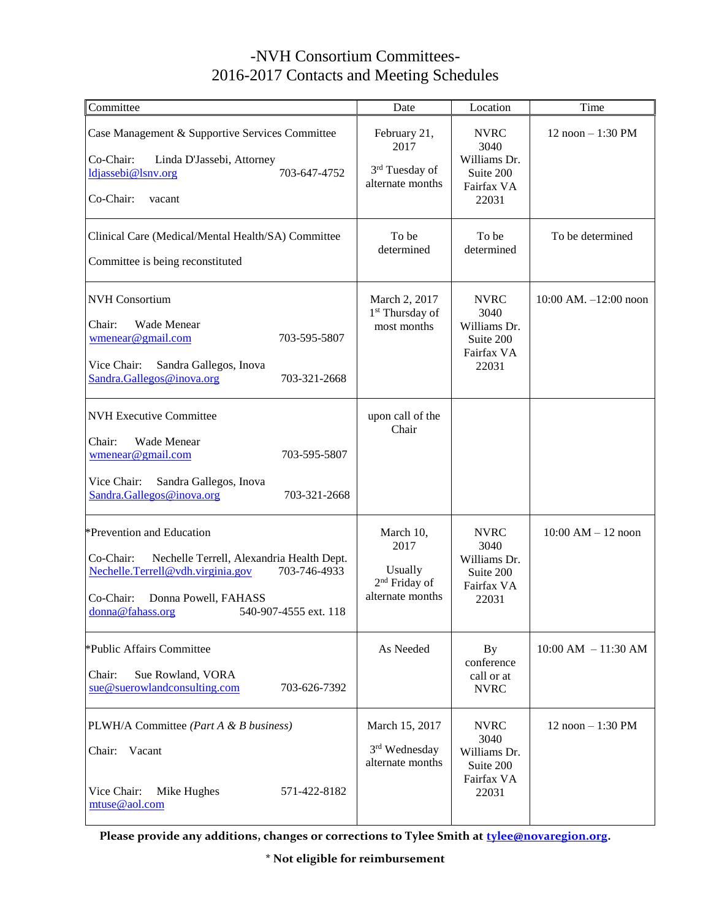# -NVH Consortium Committees-
# 2016-2017 Contacts and Meeting Schedules

| Committee | Date | Location | Time |
|---|---|---|---|
| Case Management & Supportive Services Committee<br><br>Co-Chair: Linda D'Jassebi, Attorney<br>ldjassebi@lsnv.org 703-647-4752<br><br>Co-Chair: vacant | February 21, 2017<br><br>3rd Tuesday of alternate months | NVRC 3040 Williams Dr. Suite 200 Fairfax VA 22031 | 12 noon – 1:30 PM |
| Clinical Care (Medical/Mental Health/SA) Committee<br><br>Committee is being reconstituted | To be determined | To be determined | To be determined |
| NVH Consortium<br><br>Chair: Wade Menear<br>wmenear@gmail.com 703-595-5807<br><br>Vice Chair: Sandra Gallegos, Inova<br>Sandra.Gallegos@inova.org 703-321-2668 | March 2, 2017<br>1st Thursday of most months | NVRC 3040 Williams Dr. Suite 200 Fairfax VA 22031 | 10:00 AM. –12:00 noon |
| NVH Executive Committee<br><br>Chair: Wade Menear<br>wmenear@gmail.com 703-595-5807<br><br>Vice Chair: Sandra Gallegos, Inova<br>Sandra.Gallegos@inova.org 703-321-2668 | upon call of the Chair | | |
| *Prevention and Education<br><br>Co-Chair: Nechelle Terrell, Alexandria Health Dept.<br>Nechelle.Terrell@vdh.virginia.gov 703-746-4933<br><br>Co-Chair: Donna Powell, FAHASS<br>donna@fahass.org 540-907-4555 ext. 118 | March 10, 2017<br><br>Usually 2nd Friday of alternate months | NVRC 3040 Williams Dr. Suite 200 Fairfax VA 22031 | 10:00 AM – 12 noon |
| *Public Affairs Committee<br><br>Chair: Sue Rowland, VORA<br>sue@suerowlandconsulting.com 703-626-7392 | As Needed | By conference call or at NVRC | 10:00 AM – 11:30 AM |
| PLWH/A Committee *(Part A & B business)*<br><br>Chair: Vacant<br><br>Vice Chair: Mike Hughes 571-422-8182<br>mtuse@aol.com | March 15, 2017<br><br>3rd Wednesday alternate months | NVRC 3040 Williams Dr. Suite 200 Fairfax VA 22031 | 12 noon – 1:30 PM |

**Please provide any additions, changes or corrections to Tylee Smith at tylee@novaregion.org.**

\* **Not eligible for reimbursement**